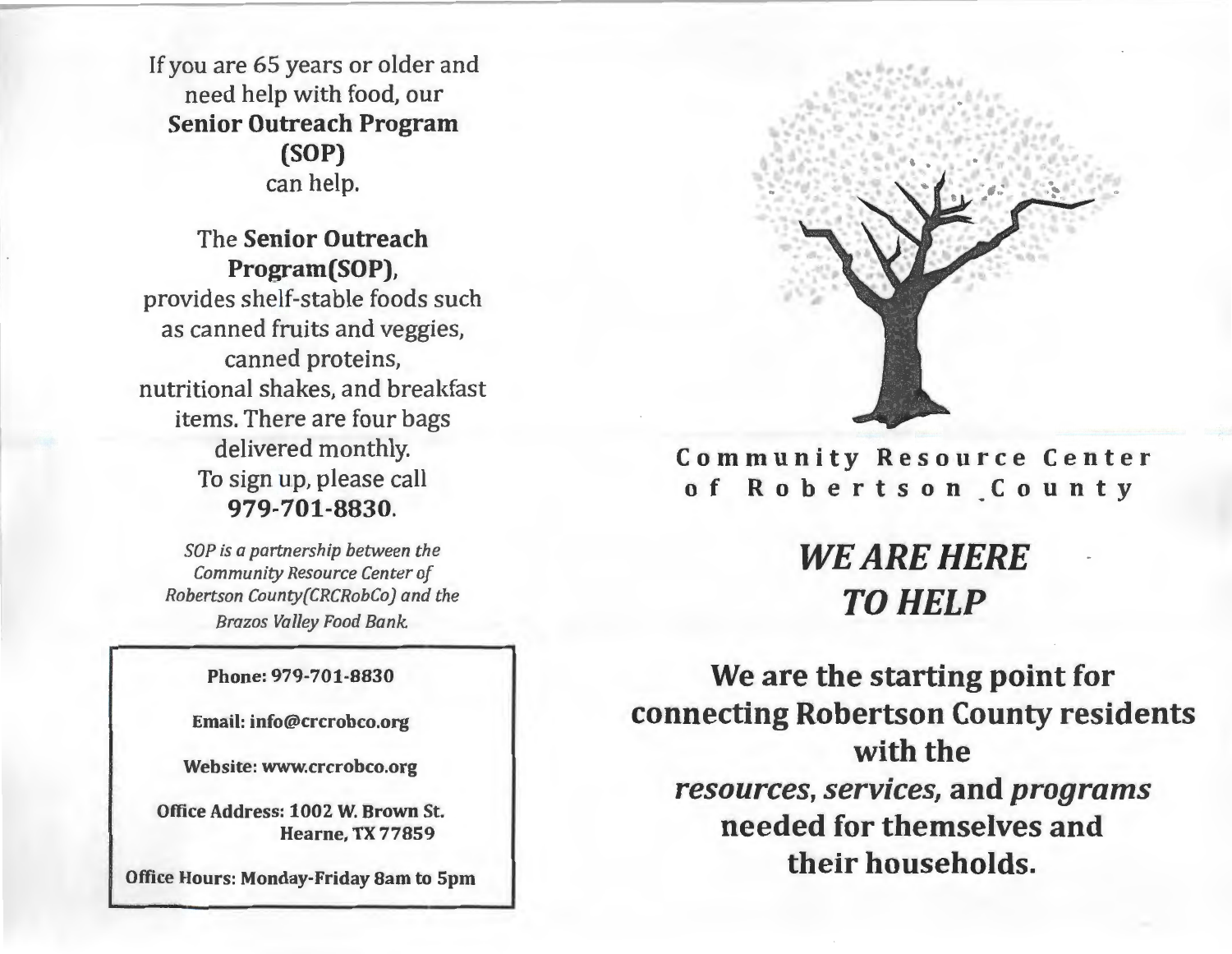If you are 65 years or older and need help with food, our **Senior Outreach Program (SOP)** can help.

The **Senior Outreach Program(SOP)**, provides shelf-stable foods such as canned fruits and veggies, canned proteins, nutritional shakes, and breakfast items. There are four bags delivered monthly.
To sign up, please call **979-701-8830**.

*SOP is a partnership between the Community Resource Center of Robertson County(CRCRobCo) and the Brazos Valley Food Bank.*

**Phone: 979-701-8830**

**Email: info@crcrobco.org**

**Website: www.crcrobco.org**

**Office Address: 1002 W. Brown St. Hearne, TX 77859**

**Office Hours: Monday-Friday 8am to 5pm**

**Community Resource Center of Robertson County**

# *WE ARE HERE TO HELP*

## We are the starting point for connecting Robertson County residents with the *resources*, *services*, and *programs* needed for themselves and their households.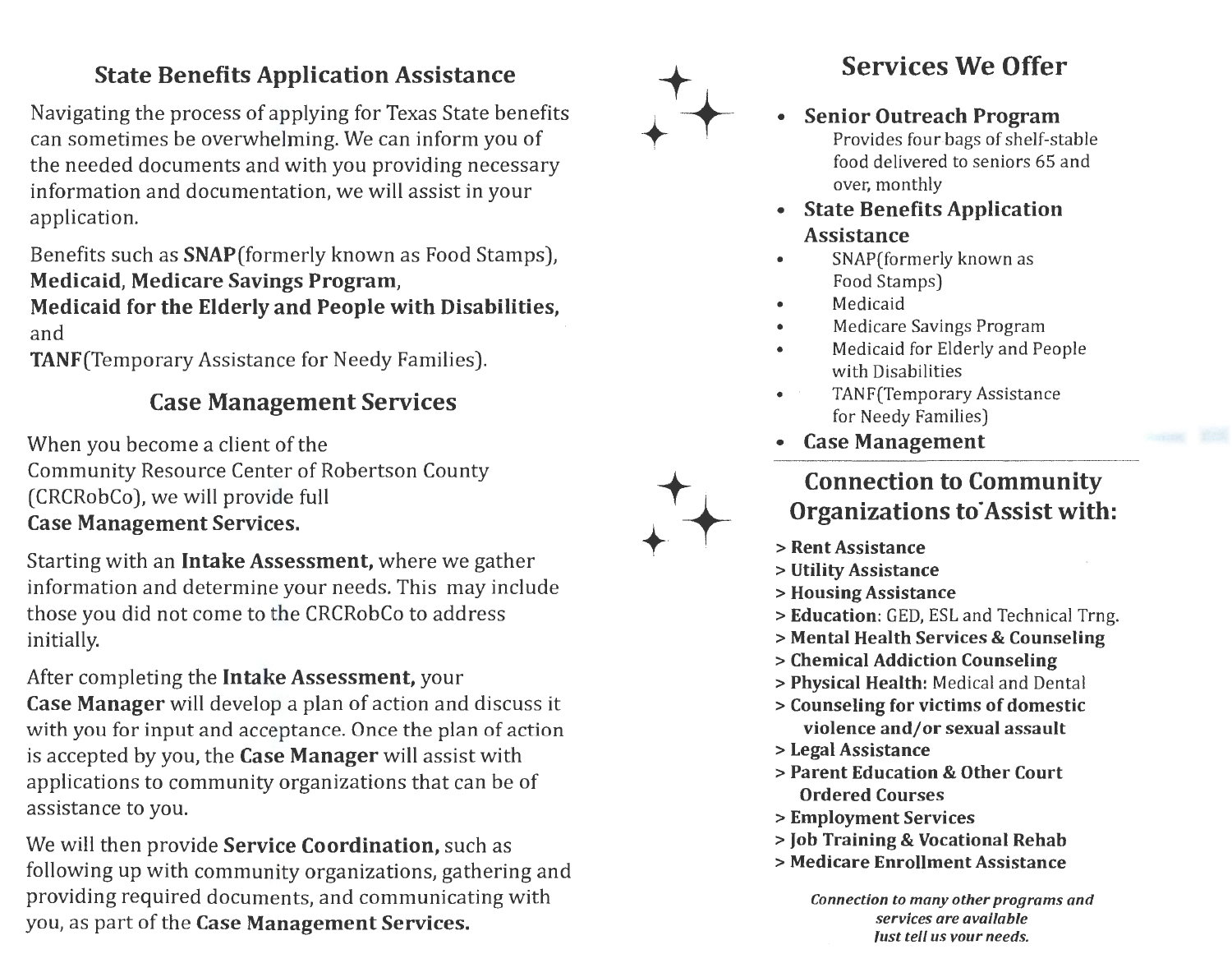## State Benefits Application Assistance

Navigating the process of applying for Texas State benefits can sometimes be overwhelming. We can inform you of the needed documents and with you providing necessary information and documentation, we will assist in your application.

Benefits such as **SNAP**(formerly known as Food Stamps), **Medicaid**, **Medicare Savings Program**, **Medicaid for the Elderly and People with Disabilities,** and **TANF**(Temporary Assistance for Needy Families).

## Case Management Services

When you become a client of the Community Resource Center of Robertson County (CRCRobCo), we will provide full **Case Management Services.**

Starting with an **Intake Assessment,** where we gather information and determine your needs. This may include those you did not come to the CRCRobCo to address initially.

After completing the **Intake Assessment,** your **Case Manager** will develop a plan of action and discuss it with you for input and acceptance. Once the plan of action is accepted by you, the **Case Manager** will assist with applications to community organizations that can be of assistance to you.

We will then provide **Service Coordination,** such as following up with community organizations, gathering and providing required documents, and communicating with you, as part of the **Case Management Services.**

# Services We Offer

- **Senior Outreach Program**
  Provides four bags of shelf-stable food delivered to seniors 65 and over, monthly
- **State Benefits Application Assistance**
- SNAP(formerly known as Food Stamps)
- Medicaid
- Medicare Savings Program
- Medicaid for Elderly and People with Disabilities
- TANF(Temporary Assistance for Needy Families)
- **Case Management**

## Connection to Community Organizations to Assist with:

> **Rent Assistance**
> **Utility Assistance**
> **Housing Assistance**
> **Education**: GED, ESL and Technical Trng.
> **Mental Health Services & Counseling**
> **Chemical Addiction Counseling**
> **Physical Health:** Medical and Dental
> **Counseling for victims of domestic violence and/or sexual assault**
> **Legal Assistance**
> **Parent Education & Other Court Ordered Courses**
> **Employment Services**
> **Job Training & Vocational Rehab**
> **Medicare Enrollment Assistance**

***Connection to many other programs and services are available Just tell us your needs.***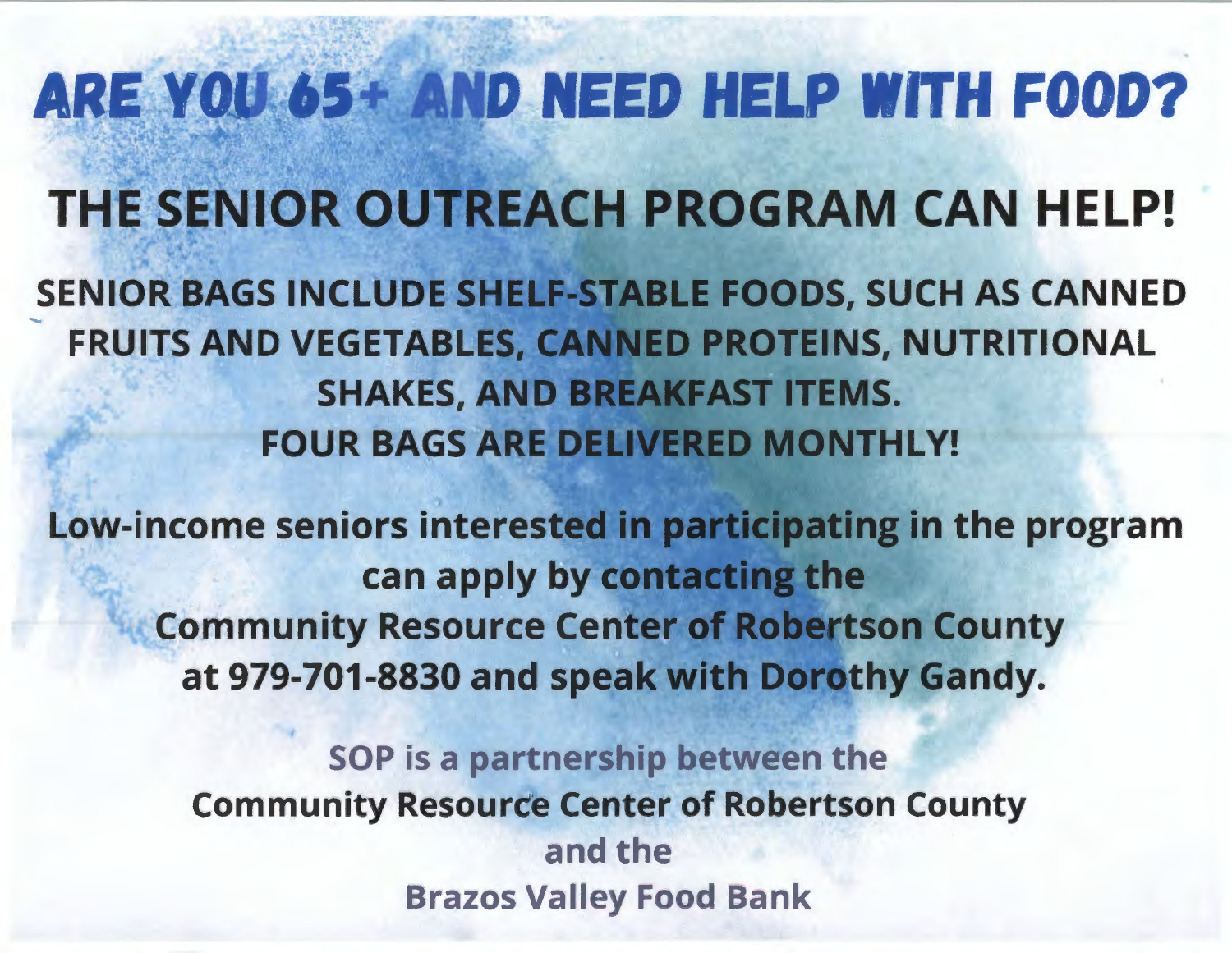# ARE YOU 65+ AND NEED HELP WITH FOOD?

## THE SENIOR OUTREACH PROGRAM CAN HELP!

**SENIOR BAGS INCLUDE SHELF-STABLE FOODS, SUCH AS CANNED FRUITS AND VEGETABLES, CANNED PROTEINS, NUTRITIONAL SHAKES, AND BREAKFAST ITEMS.**
**FOUR BAGS ARE DELIVERED MONTHLY!**

**Low-income seniors interested in participating in the program can apply by contacting the Community Resource Center of Robertson County at 979-701-8830 and speak with Dorothy Gandy.**

**SOP is a partnership between the**
**Community Resource Center of Robertson County**
**and the**
**Brazos Valley Food Bank**